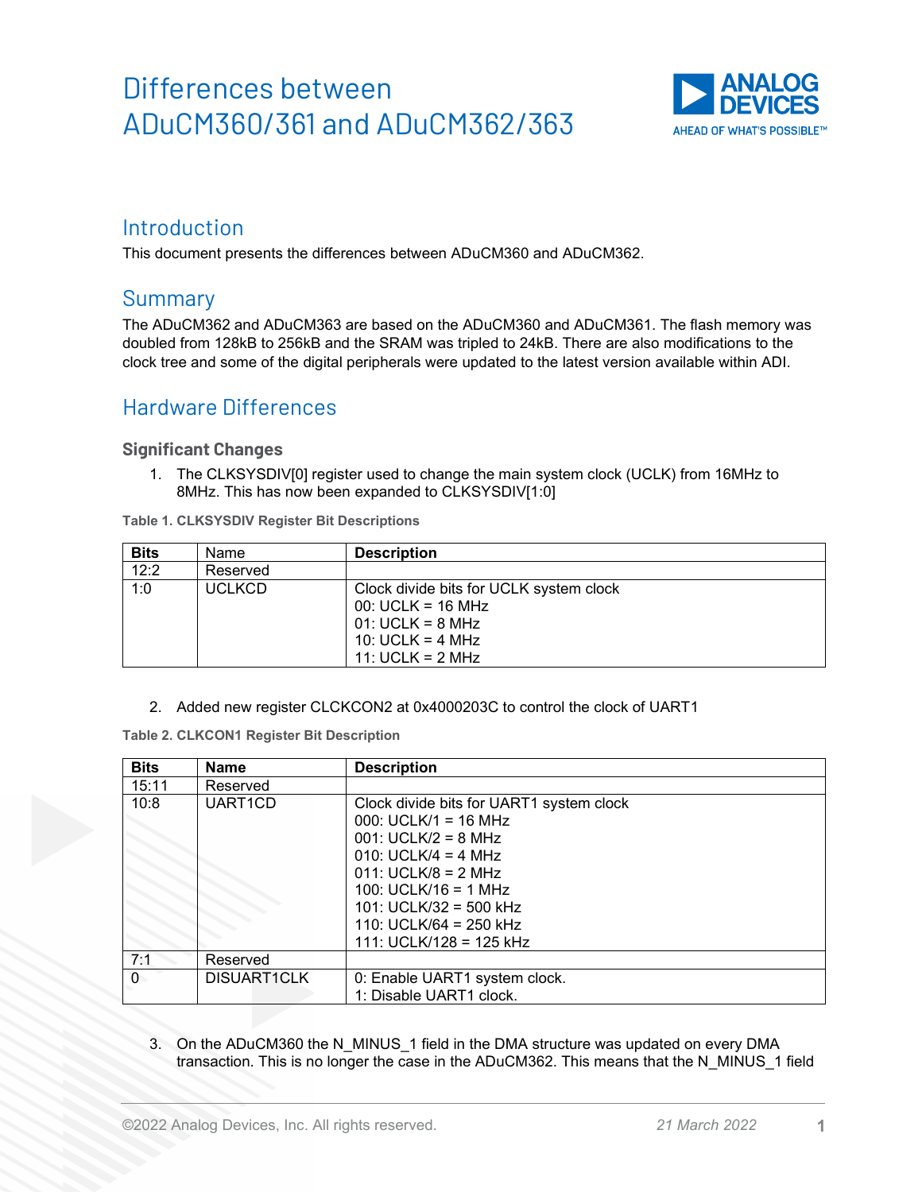# Differences between ADuCM360/361 and ADuCM362/363

## Introduction

This document presents the differences between ADuCM360 and ADuCM362.

## Summary

The ADuCM362 and ADuCM363 are based on the ADuCM360 and ADuCM361. The flash memory was doubled from 128kB to 256kB and the SRAM was tripled to 24kB. There are also modifications to the clock tree and some of the digital peripherals were updated to the latest version available within ADI.

## Hardware Differences

### Significant Changes

1. The CLKSYSDIV[0] register used to change the main system clock (UCLK) from 16MHz to 8MHz. This has now been expanded to CLKSYSDIV[1:0]

**Table 1. CLKSYSDIV Register Bit Descriptions**

| Bits | Name | Description |
|---|---|---|
| 12:2 | Reserved | |
| 1:0 | UCLKCD | Clock divide bits for UCLK system clock<br>00: UCLK = 16 MHz<br>01: UCLK = 8 MHz<br>10: UCLK = 4 MHz<br>11: UCLK = 2 MHz |

2. Added new register CLCKCON2 at 0x4000203C to control the clock of UART1

**Table 2. CLKCON1 Register Bit Description**

| Bits | Name | Description |
|---|---|---|
| 15:11 | Reserved | |
| 10:8 | UART1CD | Clock divide bits for UART1 system clock<br>000: UCLK/1 = 16 MHz<br>001: UCLK/2 = 8 MHz<br>010: UCLK/4 = 4 MHz<br>011: UCLK/8 = 2 MHz<br>100: UCLK/16 = 1 MHz<br>101: UCLK/32 = 500 kHz<br>110: UCLK/64 = 250 kHz<br>111: UCLK/128 = 125 kHz |
| 7:1 | Reserved | |
| 0 | DISUART1CLK | 0: Enable UART1 system clock.<br>1: Disable UART1 clock. |

3. On the ADuCM360 the N_MINUS_1 field in the DMA structure was updated on every DMA transaction. This is no longer the case in the ADuCM362. This means that the N_MINUS_1 field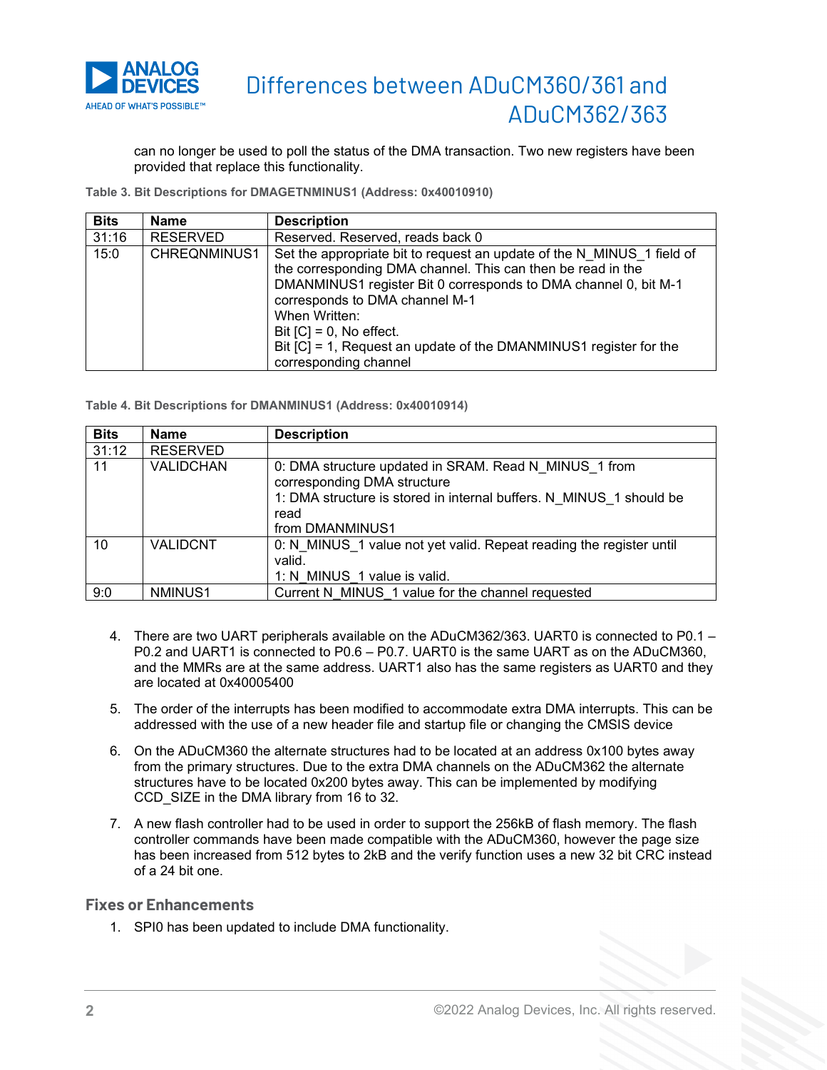can no longer be used to poll the status of the DMA transaction. Two new registers have been provided that replace this functionality.

Table 3. Bit Descriptions for DMAGETNMINUS1 (Address: 0x40010910)

| Bits | Name | Description |
|---|---|---|
| 31:16 | RESERVED | Reserved. Reserved, reads back 0 |
| 15:0 | CHREQNMINUS1 | Set the appropriate bit to request an update of the N_MINUS_1 field of the corresponding DMA channel. This can then be read in the DMANMINUS1 register Bit 0 corresponds to DMA channel 0, bit M-1 corresponds to DMA channel M-1<br>When Written:<br>Bit [C] = 0, No effect.<br>Bit [C] = 1, Request an update of the DMANMINUS1 register for the corresponding channel |

Table 4. Bit Descriptions for DMANMINUS1 (Address: 0x40010914)

| Bits | Name | Description |
|---|---|---|
| 31:12 | RESERVED | |
| 11 | VALIDCHAN | 0: DMA structure updated in SRAM. Read N_MINUS_1 from corresponding DMA structure<br>1: DMA structure is stored in internal buffers. N_MINUS_1 should be read<br>from DMANMINUS1 |
| 10 | VALIDCNT | 0: N_MINUS_1 value not yet valid. Repeat reading the register until valid.<br>1: N_MINUS_1 value is valid. |
| 9:0 | NMINUS1 | Current N_MINUS_1 value for the channel requested |

4. There are two UART peripherals available on the ADuCM362/363. UART0 is connected to P0.1 – P0.2 and UART1 is connected to P0.6 – P0.7. UART0 is the same UART as on the ADuCM360, and the MMRs are at the same address. UART1 also has the same registers as UART0 and they are located at 0x40005400

5. The order of the interrupts has been modified to accommodate extra DMA interrupts. This can be addressed with the use of a new header file and startup file or changing the CMSIS device

6. On the ADuCM360 the alternate structures had to be located at an address 0x100 bytes away from the primary structures. Due to the extra DMA channels on the ADuCM362 the alternate structures have to be located 0x200 bytes away. This can be implemented by modifying CCD_SIZE in the DMA library from 16 to 32.

7. A new flash controller had to be used in order to support the 256kB of flash memory. The flash controller commands have been made compatible with the ADuCM360, however the page size has been increased from 512 bytes to 2kB and the verify function uses a new 32 bit CRC instead of a 24 bit one.

## Fixes or Enhancements

1. SPI0 has been updated to include DMA functionality.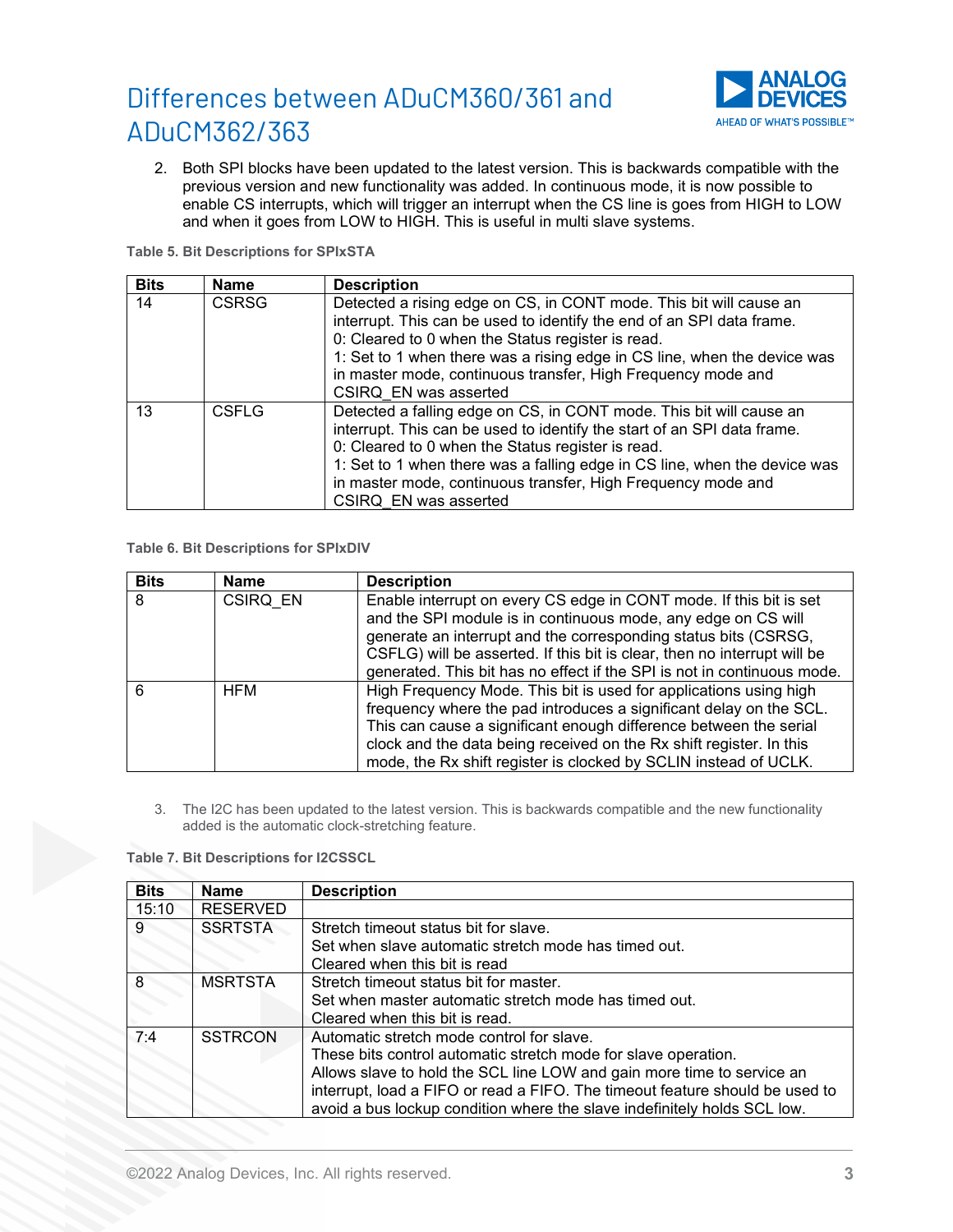2. Both SPI blocks have been updated to the latest version. This is backwards compatible with the previous version and new functionality was added. In continuous mode, it is now possible to enable CS interrupts, which will trigger an interrupt when the CS line is goes from HIGH to LOW and when it goes from LOW to HIGH. This is useful in multi slave systems.

**Table 5. Bit Descriptions for SPIxSTA**

| Bits | Name | Description |
|---|---|---|
| 14 | CSRSG | Detected a rising edge on CS, in CONT mode. This bit will cause an interrupt. This can be used to identify the end of an SPI data frame.<br>0: Cleared to 0 when the Status register is read.<br>1: Set to 1 when there was a rising edge in CS line, when the device was in master mode, continuous transfer, High Frequency mode and CSIRQ_EN was asserted |
| 13 | CSFLG | Detected a falling edge on CS, in CONT mode. This bit will cause an interrupt. This can be used to identify the start of an SPI data frame.<br>0: Cleared to 0 when the Status register is read.<br>1: Set to 1 when there was a falling edge in CS line, when the device was in master mode, continuous transfer, High Frequency mode and CSIRQ_EN was asserted |

**Table 6. Bit Descriptions for SPIxDIV**

| Bits | Name | Description |
|---|---|---|
| 8 | CSIRQ_EN | Enable interrupt on every CS edge in CONT mode. If this bit is set and the SPI module is in continuous mode, any edge on CS will generate an interrupt and the corresponding status bits (CSRSG, CSFLG) will be asserted. If this bit is clear, then no interrupt will be generated. This bit has no effect if the SPI is not in continuous mode. |
| 6 | HFM | High Frequency Mode. This bit is used for applications using high frequency where the pad introduces a significant delay on the SCL. This can cause a significant enough difference between the serial clock and the data being received on the Rx shift register. In this mode, the Rx shift register is clocked by SCLIN instead of UCLK. |

3. The I2C has been updated to the latest version. This is backwards compatible and the new functionality added is the automatic clock-stretching feature.

**Table 7. Bit Descriptions for I2CSSCL**

| Bits | Name | Description |
|---|---|---|
| 15:10 | RESERVED | |
| 9 | SSRTSTA | Stretch timeout status bit for slave.<br>Set when slave automatic stretch mode has timed out.<br>Cleared when this bit is read |
| 8 | MSRTSTA | Stretch timeout status bit for master.<br>Set when master automatic stretch mode has timed out.<br>Cleared when this bit is read. |
| 7:4 | SSTRCON | Automatic stretch mode control for slave.<br>These bits control automatic stretch mode for slave operation.<br>Allows slave to hold the SCL line LOW and gain more time to service an interrupt, load a FIFO or read a FIFO. The timeout feature should be used to avoid a bus lockup condition where the slave indefinitely holds SCL low. |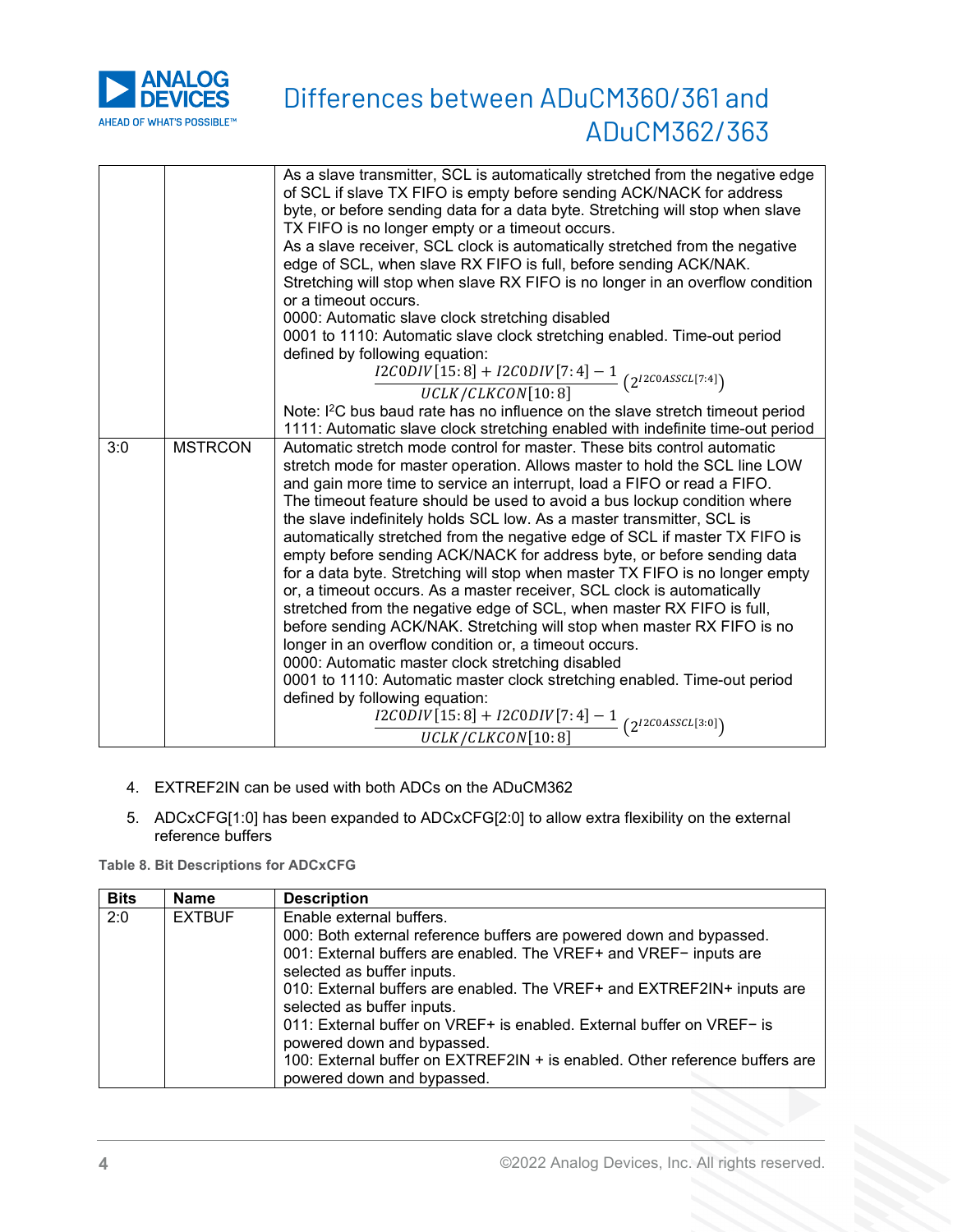| | | |
|---|---|---|
| | | As a slave transmitter, SCL is automatically stretched from the negative edge of SCL if slave TX FIFO is empty before sending ACK/NACK for address byte, or before sending data for a data byte. Stretching will stop when slave TX FIFO is no longer empty or a timeout occurs.<br>As a slave receiver, SCL clock is automatically stretched from the negative edge of SCL, when slave RX FIFO is full, before sending ACK/NAK. Stretching will stop when slave RX FIFO is no longer in an overflow condition or a timeout occurs.<br>0000: Automatic slave clock stretching disabled<br>0001 to 1110: Automatic slave clock stretching enabled. Time-out period defined by following equation:<br>$\frac{I2C0DIV[15:8] + I2C0DIV[7:4] - 1}{UCLK/CLKCON[10:8]} \left(2^{I2C0ASSCL[7:4]}\right)$<br>Note: I²C bus baud rate has no influence on the slave stretch timeout period<br>1111: Automatic slave clock stretching enabled with indefinite time-out period |
| 3:0 | MSTRCON | Automatic stretch mode control for master. These bits control automatic stretch mode for master operation. Allows master to hold the SCL line LOW and gain more time to service an interrupt, load a FIFO or read a FIFO. The timeout feature should be used to avoid a bus lockup condition where the slave indefinitely holds SCL low. As a master transmitter, SCL is automatically stretched from the negative edge of SCL if master TX FIFO is empty before sending ACK/NACK for address byte, or before sending data for a data byte. Stretching will stop when master TX FIFO is no longer empty or, a timeout occurs. As a master receiver, SCL clock is automatically stretched from the negative edge of SCL, when master RX FIFO is full, before sending ACK/NAK. Stretching will stop when master RX FIFO is no longer in an overflow condition or, a timeout occurs.<br>0000: Automatic master clock stretching disabled<br>0001 to 1110: Automatic master clock stretching enabled. Time-out period defined by following equation:<br>$\frac{I2C0DIV[15:8] + I2C0DIV[7:4] - 1}{UCLK/CLKCON[10:8]} \left(2^{I2C0ASSCL[3:0]}\right)$ |

4. EXTREF2IN can be used with both ADCs on the ADuCM362
5. ADCxCFG[1:0] has been expanded to ADCxCFG[2:0] to allow extra flexibility on the external reference buffers

**Table 8. Bit Descriptions for ADCxCFG**

| Bits | Name | Description |
|---|---|---|
| 2:0 | EXTBUF | Enable external buffers.<br>000: Both external reference buffers are powered down and bypassed.<br>001: External buffers are enabled. The VREF+ and VREF− inputs are selected as buffer inputs.<br>010: External buffers are enabled. The VREF+ and EXTREF2IN+ inputs are selected as buffer inputs.<br>011: External buffer on VREF+ is enabled. External buffer on VREF− is powered down and bypassed.<br>100: External buffer on EXTREF2IN + is enabled. Other reference buffers are powered down and bypassed. |